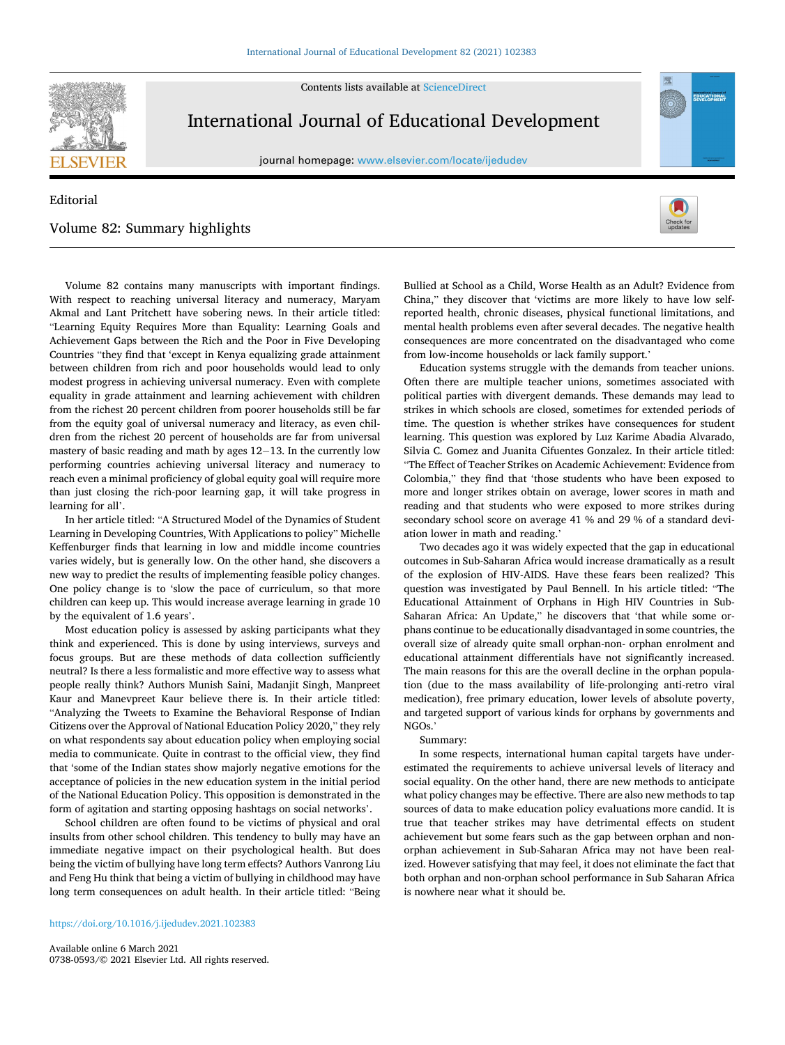Editorial

# Volume 82: Summary highlights

Volume 82 contains many manuscripts with important findings. With respect to reaching universal literacy and numeracy, Maryam Akmal and Lant Pritchett have sobering news. In their article titled: "Learning Equity Requires More than Equality: Learning Goals and Achievement Gaps between the Rich and the Poor in Five Developing Countries "they find that 'except in Kenya equalizing grade attainment between children from rich and poor households would lead to only modest progress in achieving universal numeracy. Even with complete equality in grade attainment and learning achievement with children from the richest 20 percent children from poorer households still be far from the equity goal of universal numeracy and literacy, as even children from the richest 20 percent of households are far from universal mastery of basic reading and math by ages 12–13. In the currently low performing countries achieving universal literacy and numeracy to reach even a minimal proficiency of global equity goal will require more than just closing the rich-poor learning gap, it will take progress in learning for all'.

In her article titled: "A Structured Model of the Dynamics of Student Learning in Developing Countries, With Applications to policy" Michelle Keffenburger finds that learning in low and middle income countries varies widely, but is generally low. On the other hand, she discovers a new way to predict the results of implementing feasible policy changes. One policy change is to 'slow the pace of curriculum, so that more children can keep up. This would increase average learning in grade 10 by the equivalent of 1.6 years'.

Most education policy is assessed by asking participants what they think and experienced. This is done by using interviews, surveys and focus groups. But are these methods of data collection sufficiently neutral? Is there a less formalistic and more effective way to assess what people really think? Authors Munish Saini, Madanjit Singh, Manpreet Kaur and Manevpreet Kaur believe there is. In their article titled: "Analyzing the Tweets to Examine the Behavioral Response of Indian Citizens over the Approval of National Education Policy 2020," they rely on what respondents say about education policy when employing social media to communicate. Quite in contrast to the official view, they find that 'some of the Indian states show majorly negative emotions for the acceptance of policies in the new education system in the initial period of the National Education Policy. This opposition is demonstrated in the form of agitation and starting opposing hashtags on social networks'.

School children are often found to be victims of physical and oral insults from other school children. This tendency to bully may have an immediate negative impact on their psychological health. But does being the victim of bullying have long term effects? Authors Vanrong Liu and Feng Hu think that being a victim of bullying in childhood may have long term consequences on adult health. In their article titled: "Being Bullied at School as a Child, Worse Health as an Adult? Evidence from China," they discover that 'victims are more likely to have low self-reported health, chronic diseases, physical functional limitations, and mental health problems even after several decades. The negative health consequences are more concentrated on the disadvantaged who come from low-income households or lack family support.'

Education systems struggle with the demands from teacher unions. Often there are multiple teacher unions, sometimes associated with political parties with divergent demands. These demands may lead to strikes in which schools are closed, sometimes for extended periods of time. The question is whether strikes have consequences for student learning. This question was explored by Luz Karime Abadia Alvarado, Silvia C. Gomez and Juanita Cifuentes Gonzalez. In their article titled: "The Effect of Teacher Strikes on Academic Achievement: Evidence from Colombia," they find that 'those students who have been exposed to more and longer strikes obtain on average, lower scores in math and reading and that students who were exposed to more strikes during secondary school score on average 41 % and 29 % of a standard deviation lower in math and reading.'

Two decades ago it was widely expected that the gap in educational outcomes in Sub-Saharan Africa would increase dramatically as a result of the explosion of HIV-AIDS. Have these fears been realized? This question was investigated by Paul Bennell. In his article titled: "The Educational Attainment of Orphans in High HIV Countries in Sub-Saharan Africa: An Update," he discovers that 'that while some orphans continue to be educationally disadvantaged in some countries, the overall size of already quite small orphan-non- orphan enrolment and educational attainment differentials have not significantly increased. The main reasons for this are the overall decline in the orphan population (due to the mass availability of life-prolonging anti-retro viral medication), free primary education, lower levels of absolute poverty, and targeted support of various kinds for orphans by governments and NGOs.'

Summary:

In some respects, international human capital targets have underestimated the requirements to achieve universal levels of literacy and social equality. On the other hand, there are new methods to anticipate what policy changes may be effective. There are also new methods to tap sources of data to make education policy evaluations more candid. It is true that teacher strikes may have detrimental effects on student achievement but some fears such as the gap between orphan and non-orphan achievement in Sub-Saharan Africa may not have been realized. However satisfying that may feel, it does not eliminate the fact that both orphan and non-orphan school performance in Sub Saharan Africa is nowhere near what it should be.

https://doi.org/10.1016/j.ijedudev.2021.102383

Available online 6 March 2021
0738-0593/© 2021 Elsevier Ltd. All rights reserved.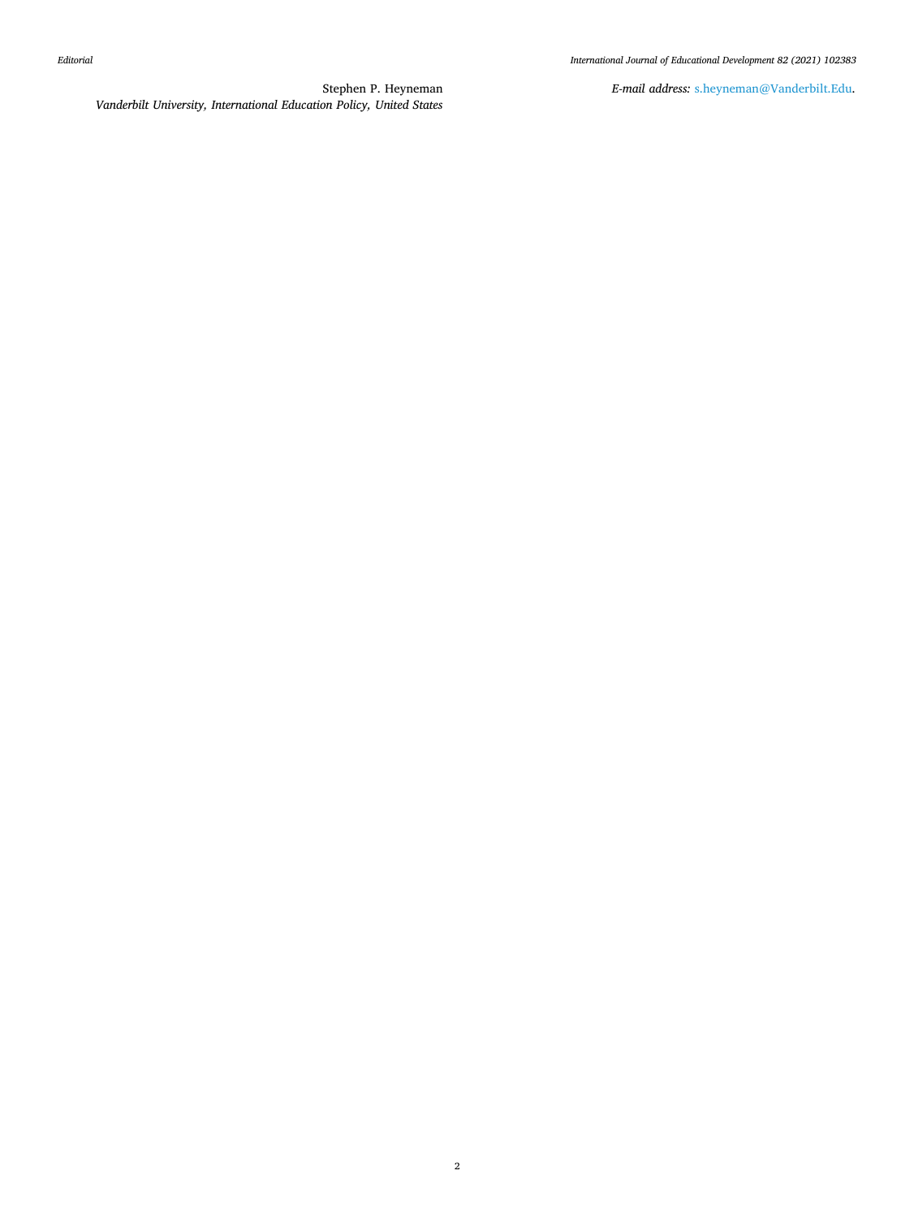Stephen P. Heyneman
*Vanderbilt University, International Education Policy, United States*

*E-mail address:* s.heyneman@Vanderbilt.Edu.